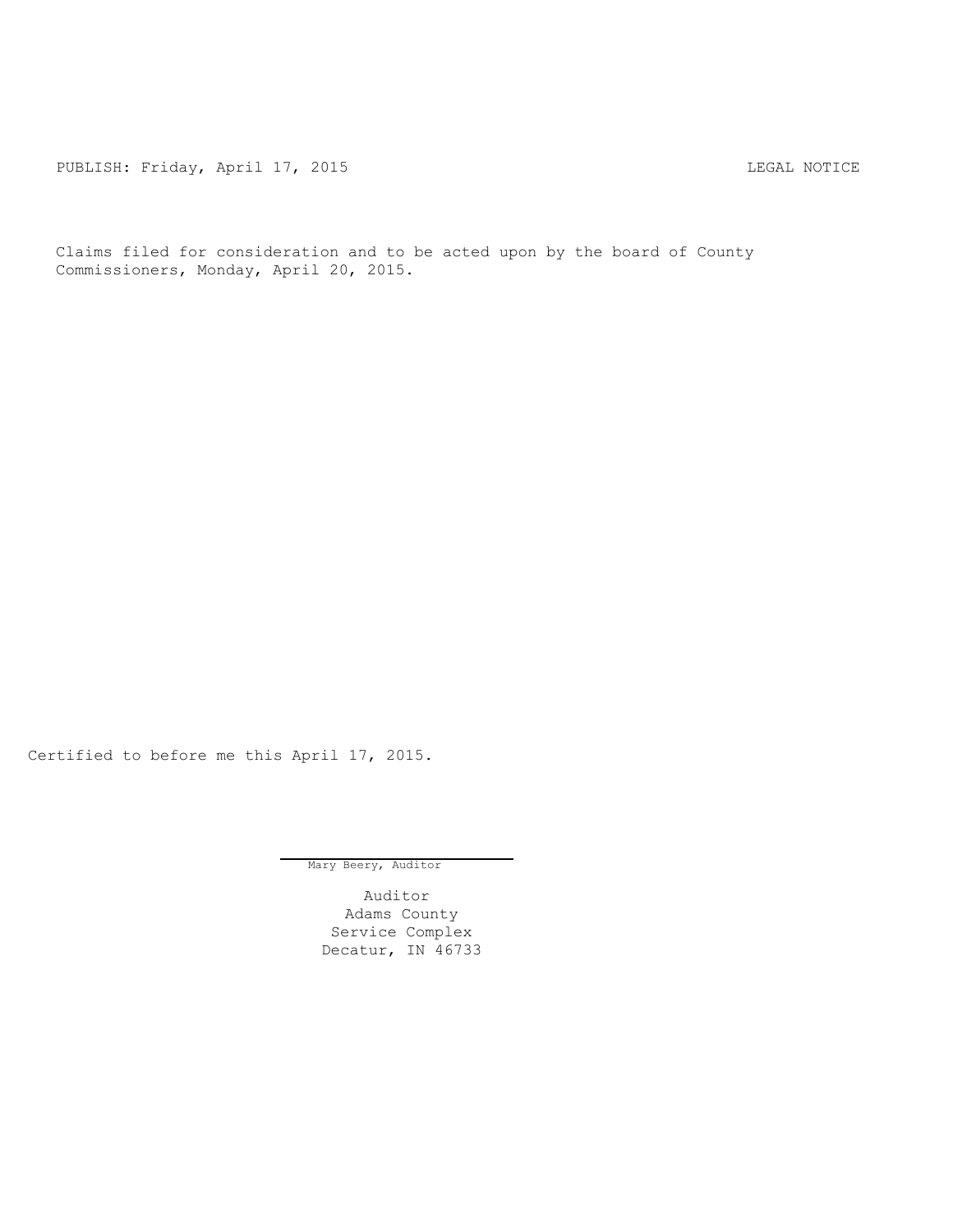PUBLISH: Friday, April 17, 2015 LEGAL NOTICE

Claims filed for consideration and to be acted upon by the board of County Commissioners, Monday, April 20, 2015.

Certified to before me this April 17, 2015.

Mary Beery, Auditor

Auditor
Adams County
Service Complex
Decatur, IN 46733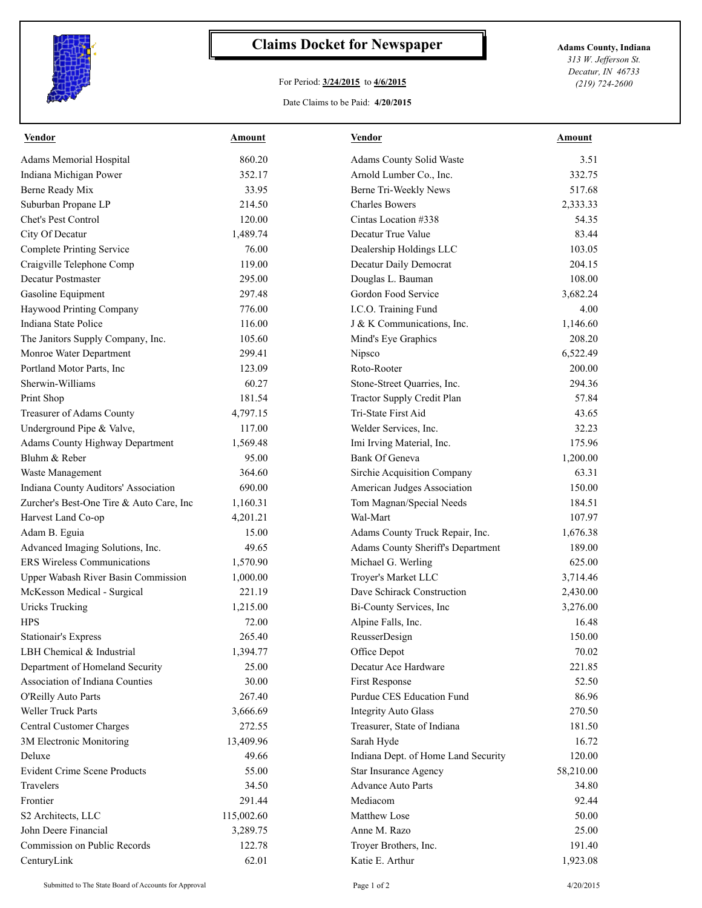# Claims Docket for Newspaper

For Period: **3/24/2015** to **4/6/2015**

Date Claims to be Paid: **4/20/2015**

**Adams County, Indiana**
*313 W. Jefferson St.*
*Decatur, IN 46733*
*(219) 724-2600*

| Vendor | Amount | Vendor | Amount |
|---|---|---|---|
| Adams Memorial Hospital | 860.20 | Adams County Solid Waste | 3.51 |
| Indiana Michigan Power | 352.17 | Arnold Lumber Co., Inc. | 332.75 |
| Berne Ready Mix | 33.95 | Berne Tri-Weekly News | 517.68 |
| Suburban Propane LP | 214.50 | Charles Bowers | 2,333.33 |
| Chet's Pest Control | 120.00 | Cintas Location #338 | 54.35 |
| City Of Decatur | 1,489.74 | Decatur True Value | 83.44 |
| Complete Printing Service | 76.00 | Dealership Holdings LLC | 103.05 |
| Craigville Telephone Comp | 119.00 | Decatur Daily Democrat | 204.15 |
| Decatur Postmaster | 295.00 | Douglas L. Bauman | 108.00 |
| Gasoline Equipment | 297.48 | Gordon Food Service | 3,682.24 |
| Haywood Printing Company | 776.00 | I.C.O. Training Fund | 4.00 |
| Indiana State Police | 116.00 | J & K Communications, Inc. | 1,146.60 |
| The Janitors Supply Company, Inc. | 105.60 | Mind's Eye Graphics | 208.20 |
| Monroe Water Department | 299.41 | Nipsco | 6,522.49 |
| Portland Motor Parts, Inc | 123.09 | Roto-Rooter | 200.00 |
| Sherwin-Williams | 60.27 | Stone-Street Quarries, Inc. | 294.36 |
| Print Shop | 181.54 | Tractor Supply Credit Plan | 57.84 |
| Treasurer of Adams County | 4,797.15 | Tri-State First Aid | 43.65 |
| Underground Pipe & Valve, | 117.00 | Welder Services, Inc. | 32.23 |
| Adams County Highway Department | 1,569.48 | Imi Irving Material, Inc. | 175.96 |
| Bluhm & Reber | 95.00 | Bank Of Geneva | 1,200.00 |
| Waste Management | 364.60 | Sirchie Acquisition Company | 63.31 |
| Indiana County Auditors' Association | 690.00 | American Judges Association | 150.00 |
| Zurcher's Best-One Tire & Auto Care, Inc | 1,160.31 | Tom Magnan/Special Needs | 184.51 |
| Harvest Land Co-op | 4,201.21 | Wal-Mart | 107.97 |
| Adam B. Eguia | 15.00 | Adams County Truck Repair, Inc. | 1,676.38 |
| Advanced Imaging Solutions, Inc. | 49.65 | Adams County Sheriff's Department | 189.00 |
| ERS Wireless Communications | 1,570.90 | Michael G. Werling | 625.00 |
| Upper Wabash River Basin Commission | 1,000.00 | Troyer's Market LLC | 3,714.46 |
| McKesson Medical - Surgical | 221.19 | Dave Schirack Construction | 2,430.00 |
| Uricks Trucking | 1,215.00 | Bi-County Services, Inc | 3,276.00 |
| HPS | 72.00 | Alpine Falls, Inc. | 16.48 |
| Stationair's Express | 265.40 | ReusserDesign | 150.00 |
| LBH Chemical & Industrial | 1,394.77 | Office Depot | 70.02 |
| Department of Homeland Security | 25.00 | Decatur Ace Hardware | 221.85 |
| Association of Indiana Counties | 30.00 | First Response | 52.50 |
| O'Reilly Auto Parts | 267.40 | Purdue CES Education Fund | 86.96 |
| Weller Truck Parts | 3,666.69 | Integrity Auto Glass | 270.50 |
| Central Customer Charges | 272.55 | Treasurer, State of Indiana | 181.50 |
| 3M Electronic Monitoring | 13,409.96 | Sarah Hyde | 16.72 |
| Deluxe | 49.66 | Indiana Dept. of Home Land Security | 120.00 |
| Evident Crime Scene Products | 55.00 | Star Insurance Agency | 58,210.00 |
| Travelers | 34.50 | Advance Auto Parts | 34.80 |
| Frontier | 291.44 | Mediacom | 92.44 |
| S2 Architects, LLC | 115,002.60 | Matthew Lose | 50.00 |
| John Deere Financial | 3,289.75 | Anne M. Razo | 25.00 |
| Commission on Public Records | 122.78 | Troyer Brothers, Inc. | 191.40 |
| CenturyLink | 62.01 | Katie E. Arthur | 1,923.08 |

Submitted to The State Board of Accounts for Approval

4/20/2015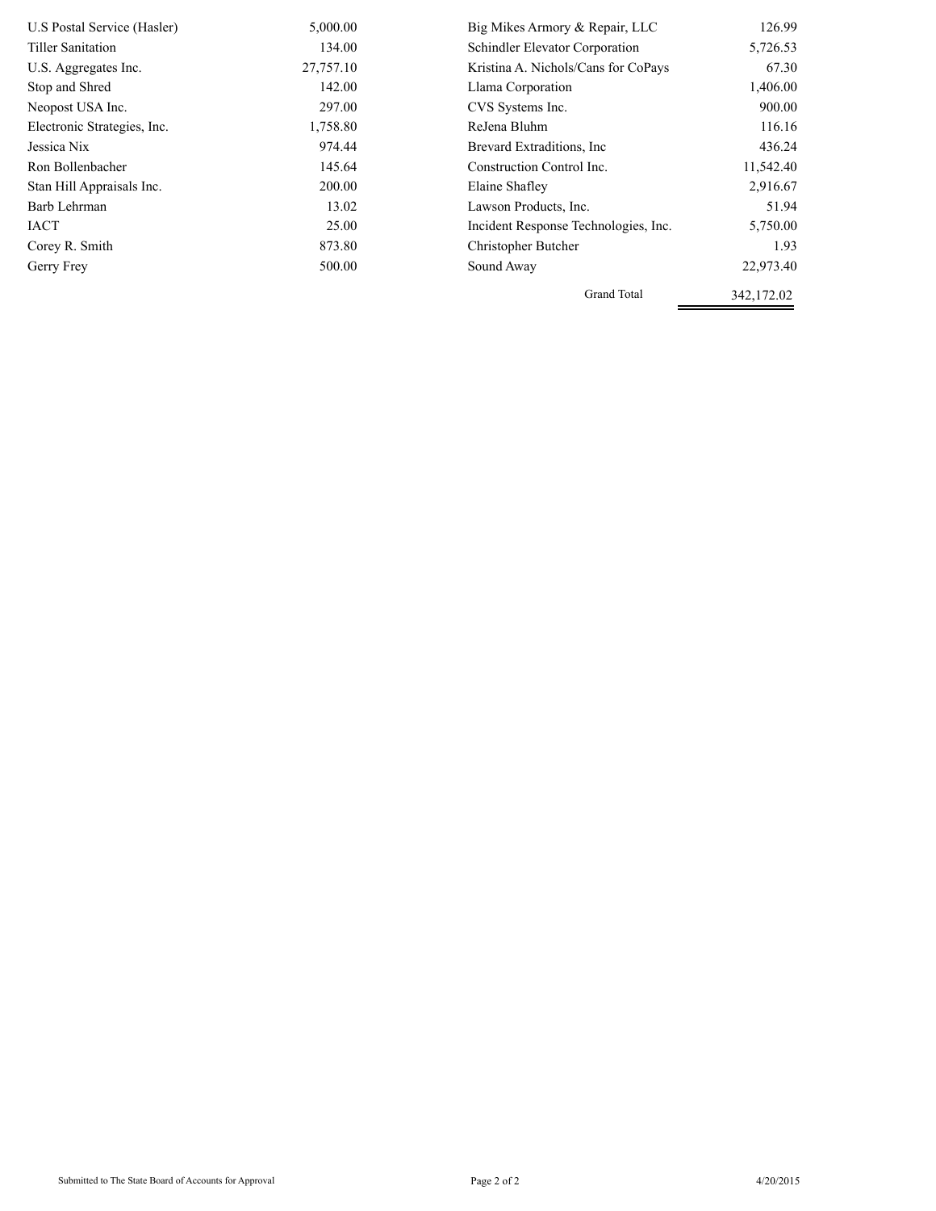| | | | |
|---|---|---|---|
| U.S Postal Service (Hasler) | 5,000.00 | Big Mikes Armory & Repair, LLC | 126.99 |
| Tiller Sanitation | 134.00 | Schindler Elevator Corporation | 5,726.53 |
| U.S. Aggregates Inc. | 27,757.10 | Kristina A. Nichols/Cans for CoPays | 67.30 |
| Stop and Shred | 142.00 | Llama Corporation | 1,406.00 |
| Neopost USA Inc. | 297.00 | CVS Systems Inc. | 900.00 |
| Electronic Strategies, Inc. | 1,758.80 | ReJena Bluhm | 116.16 |
| Jessica Nix | 974.44 | Brevard Extraditions, Inc | 436.24 |
| Ron Bollenbacher | 145.64 | Construction Control Inc. | 11,542.40 |
| Stan Hill Appraisals Inc. | 200.00 | Elaine Shafley | 2,916.67 |
| Barb Lehrman | 13.02 | Lawson Products, Inc. | 51.94 |
| IACT | 25.00 | Incident Response Technologies, Inc. | 5,750.00 |
| Corey R. Smith | 873.80 | Christopher Butcher | 1.93 |
| Gerry Frey | 500.00 | Sound Away | 22,973.40 |
| | | Grand Total | 342,172.02 |

Submitted to The State Board of Accounts for Approval

4/20/2015